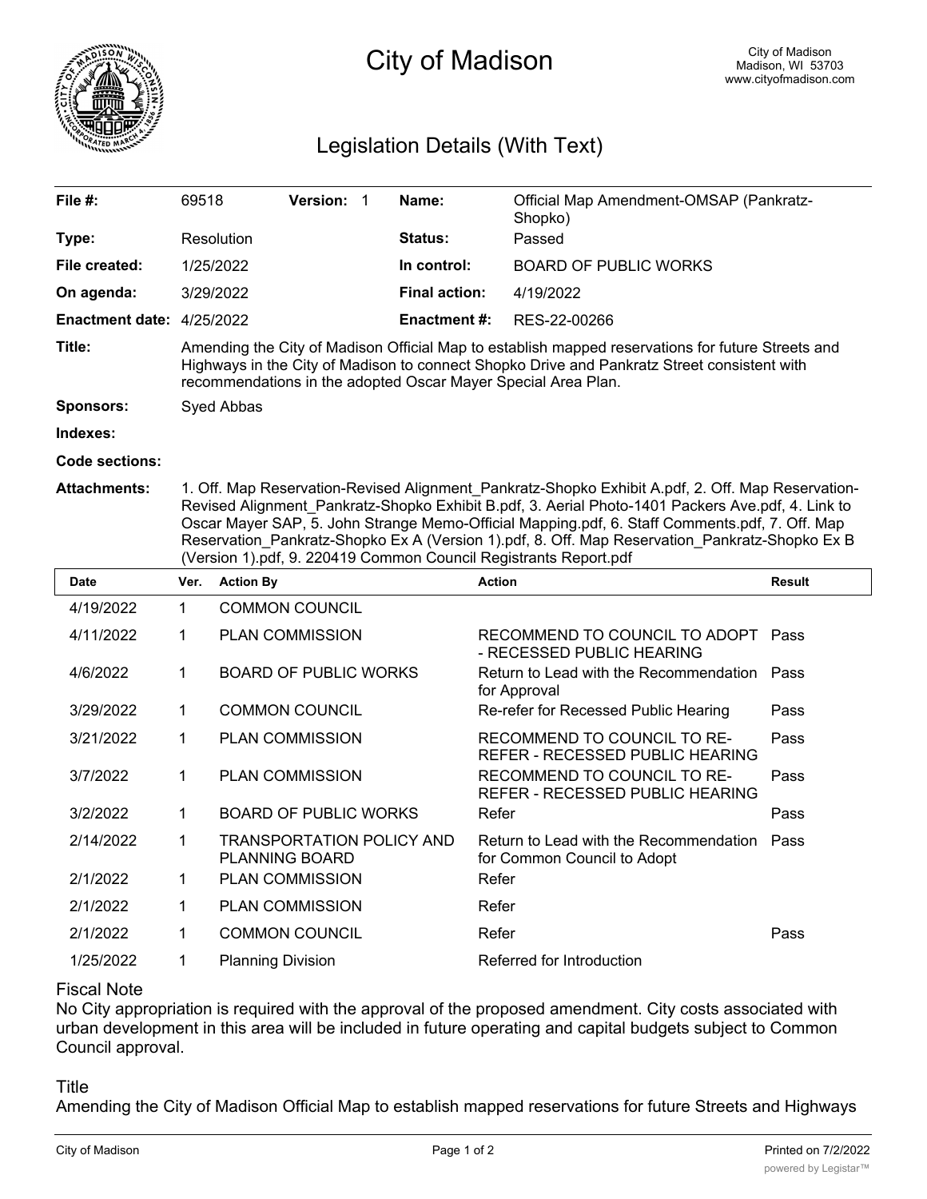# City of Madison

City of Madison
Madison, WI 53703
www.cityofmadison.com

## Legislation Details (With Text)

| | | | |
|---|---|---|---|
| **File #:** | 69518 **Version:** 1 | **Name:** | Official Map Amendment-OMSAP (Pankratz-Shopko) |
| **Type:** | Resolution | **Status:** | Passed |
| **File created:** | 1/25/2022 | **In control:** | BOARD OF PUBLIC WORKS |
| **On agenda:** | 3/29/2022 | **Final action:** | 4/19/2022 |
| **Enactment date:** | 4/25/2022 | **Enactment #:** | RES-22-00266 |

**Title:** Amending the City of Madison Official Map to establish mapped reservations for future Streets and Highways in the City of Madison to connect Shopko Drive and Pankratz Street consistent with recommendations in the adopted Oscar Mayer Special Area Plan.

**Sponsors:** Syed Abbas

**Indexes:**

**Code sections:**

**Attachments:** 1. Off. Map Reservation-Revised Alignment_Pankratz-Shopko Exhibit A.pdf, 2. Off. Map Reservation-Revised Alignment_Pankratz-Shopko Exhibit B.pdf, 3. Aerial Photo-1401 Packers Ave.pdf, 4. Link to Oscar Mayer SAP, 5. John Strange Memo-Official Mapping.pdf, 6. Staff Comments.pdf, 7. Off. Map Reservation_Pankratz-Shopko Ex A (Version 1).pdf, 8. Off. Map Reservation_Pankratz-Shopko Ex B (Version 1).pdf, 9. 220419 Common Council Registrants Report.pdf

| Date | Ver. | Action By | Action | Result |
|---|---|---|---|---|
| 4/19/2022 | 1 | COMMON COUNCIL | | |
| 4/11/2022 | 1 | PLAN COMMISSION | RECOMMEND TO COUNCIL TO ADOPT - RECESSED PUBLIC HEARING | Pass |
| 4/6/2022 | 1 | BOARD OF PUBLIC WORKS | Return to Lead with the Recommendation for Approval | Pass |
| 3/29/2022 | 1 | COMMON COUNCIL | Re-refer for Recessed Public Hearing | Pass |
| 3/21/2022 | 1 | PLAN COMMISSION | RECOMMEND TO COUNCIL TO RE-REFER - RECESSED PUBLIC HEARING | Pass |
| 3/7/2022 | 1 | PLAN COMMISSION | RECOMMEND TO COUNCIL TO RE-REFER - RECESSED PUBLIC HEARING | Pass |
| 3/2/2022 | 1 | BOARD OF PUBLIC WORKS | Refer | Pass |
| 2/14/2022 | 1 | TRANSPORTATION POLICY AND PLANNING BOARD | Return to Lead with the Recommendation for Common Council to Adopt | Pass |
| 2/1/2022 | 1 | PLAN COMMISSION | Refer | |
| 2/1/2022 | 1 | PLAN COMMISSION | Refer | |
| 2/1/2022 | 1 | COMMON COUNCIL | Refer | Pass |
| 1/25/2022 | 1 | Planning Division | Referred for Introduction | |

Fiscal Note

No City appropriation is required with the approval of the proposed amendment. City costs associated with urban development in this area will be included in future operating and capital budgets subject to Common Council approval.

Title

Amending the City of Madison Official Map to establish mapped reservations for future Streets and Highways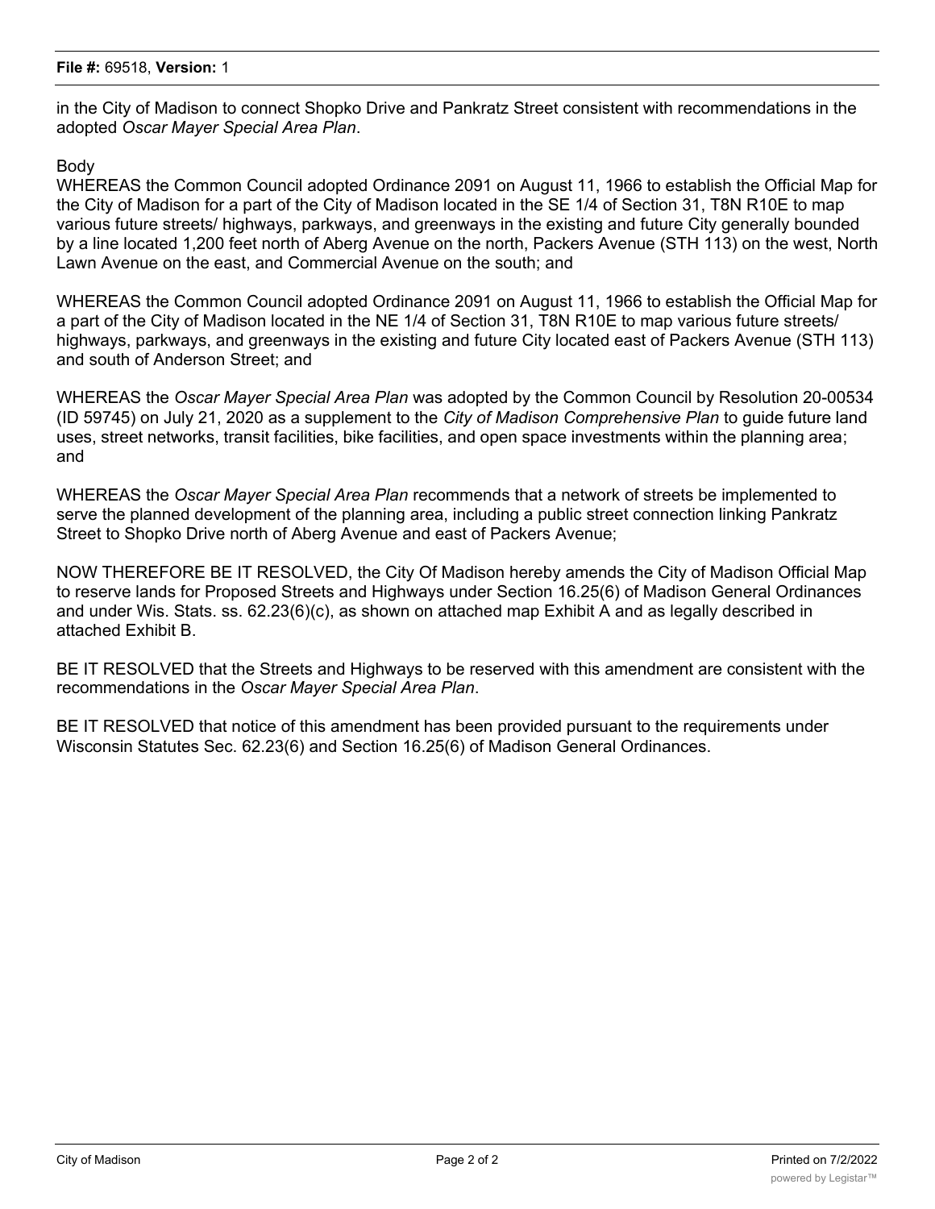in the City of Madison to connect Shopko Drive and Pankratz Street consistent with recommendations in the adopted *Oscar Mayer Special Area Plan*.

Body

WHEREAS the Common Council adopted Ordinance 2091 on August 11, 1966 to establish the Official Map for the City of Madison for a part of the City of Madison located in the SE 1/4 of Section 31, T8N R10E to map various future streets/ highways, parkways, and greenways in the existing and future City generally bounded by a line located 1,200 feet north of Aberg Avenue on the north, Packers Avenue (STH 113) on the west, North Lawn Avenue on the east, and Commercial Avenue on the south; and

WHEREAS the Common Council adopted Ordinance 2091 on August 11, 1966 to establish the Official Map for a part of the City of Madison located in the NE 1/4 of Section 31, T8N R10E to map various future streets/ highways, parkways, and greenways in the existing and future City located east of Packers Avenue (STH 113) and south of Anderson Street; and

WHEREAS the *Oscar Mayer Special Area Plan* was adopted by the Common Council by Resolution 20-00534 (ID 59745) on July 21, 2020 as a supplement to the *City of Madison Comprehensive Plan* to guide future land uses, street networks, transit facilities, bike facilities, and open space investments within the planning area; and

WHEREAS the *Oscar Mayer Special Area Plan* recommends that a network of streets be implemented to serve the planned development of the planning area, including a public street connection linking Pankratz Street to Shopko Drive north of Aberg Avenue and east of Packers Avenue;

NOW THEREFORE BE IT RESOLVED, the City Of Madison hereby amends the City of Madison Official Map to reserve lands for Proposed Streets and Highways under Section 16.25(6) of Madison General Ordinances and under Wis. Stats. ss. 62.23(6)(c), as shown on attached map Exhibit A and as legally described in attached Exhibit B.

BE IT RESOLVED that the Streets and Highways to be reserved with this amendment are consistent with the recommendations in the *Oscar Mayer Special Area Plan*.

BE IT RESOLVED that notice of this amendment has been provided pursuant to the requirements under Wisconsin Statutes Sec. 62.23(6) and Section 16.25(6) of Madison General Ordinances.